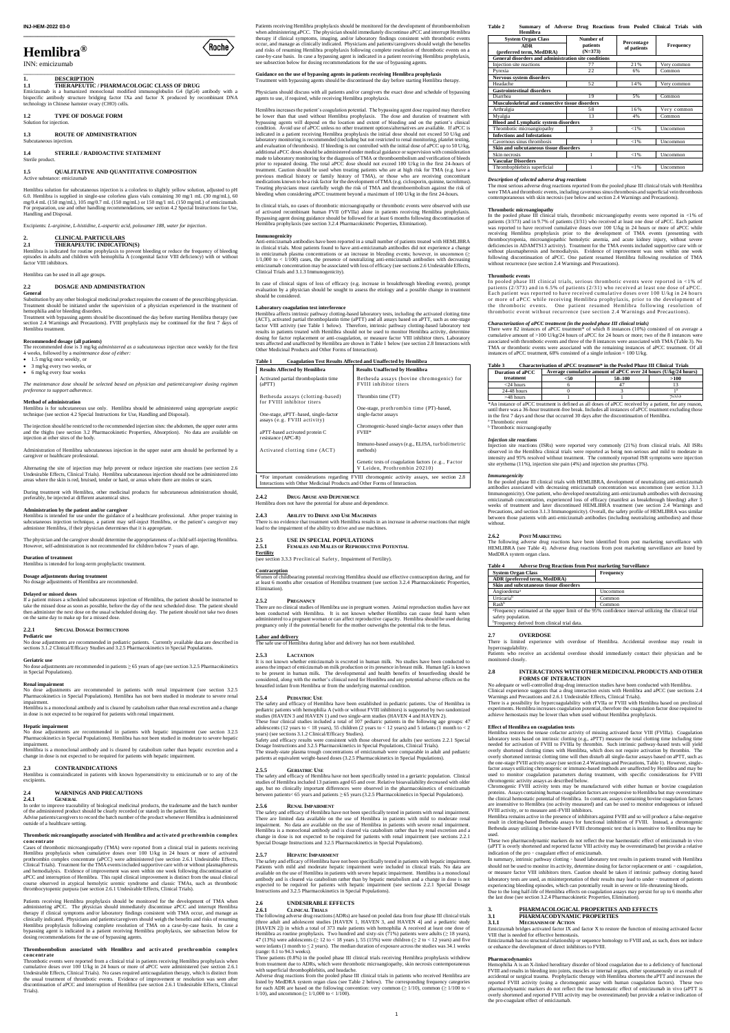INJ-HEM-2022 03-0

# Hemlibra®

INN: emicizumab

## 1. DESCRIPTION

### 1.1 THERAPEUTIC / PHARMACOLOGIC CLASS OF DRUG

Emicizumab is a humanized monoclonal modified immunoglobulin G4 (IgG4) antibody with a bispecific antibody structure bridging factor IXa and factor X produced by recombinant DNA technology in Chinese hamster ovary (CHO) cells.

### 1.2 TYPE OF DOSAGE FORM

Solution for injection.

### 1.3 ROUTE OF ADMINISTRATION

Subcutaneous injection.

### 1.4 STERILE / RADIOACTIVE STATEMENT

Sterile product.

### 1.5 QUALITATIVE AND QUANTITATIVE COMPOSITION

Active substance: emicizumab

Hemlibra solution for subcutaneous injection is a colorless to slightly yellow solution, adjusted to pH 6.0. Hemlibra is supplied in single-use colorless glass vials containing 30 mg/1 mL (30 mg/mL), 60 mg/0.4 mL (150 mg/mL), 105 mg/0.7 mL (150 mg/mL) or 150 mg/1 mL (150 mg/mL) of emicizumab. For preparation, use and other handling recommendations, see section 4.2 Special Instructions for Use, Handling and Disposal.

Excipients: *L-arginine, L-histidine, L-aspartic acid, poloxamer 188, water for injection*.

## 2. CLINICAL PARTICULARS

### 2.1 THERAPEUTIC INDICATION(S)

Hemlibra is indicated for routine prophylaxis to prevent bleeding or reduce the frequency of bleeding episodes in adults and children with hemophilia A (congenital factor VIII deficiency) with or without factor VIII inhibitors.

Hemlibra can be used in all age groups.

### 2.2 DOSAGE AND ADMINISTRATION

**General**

Substitution by any other biological medicinal product requires the consent of the prescribing physician. Treatment should be initiated under the supervision of a physician experienced in the treatment of hemophilia and/or bleeding disorders.

Treatment with bypassing agents should be discontinued the day before starting Hemlibra therapy (see section 2.4 Warnings and Precautions). FVIII prophylaxis may be continued for the first 7 days of Hemlibra treatment.

**Recommended dosage (all patients)**

The recommended dose is 3 mg/kg *administered as a subcutaneous injection* once weekly for the first 4 weeks, followed by a *maintenance dose of either:*

- 1.5 mg/kg once weekly, or
- 3 mg/kg every two weeks, or
- 6 mg/kg every four weeks

*The maintenance dose should be selected based on physician and patient/caregiver dosing regimen preference to support adherence.*

**Method of administration**

Hemlibra is for subcutaneous use only. Hemlibra should be administered using appropriate aseptic technique (see section 4.2 Special Instructions for Use, Handling and Disposal).

The injection should be restricted to the recommended injection sites: the abdomen, the upper outer arms and the thighs (see section 3.2 Pharmacokinetic Properties, Absorption). No data are available on injection at other sites of the body.

Administration of Hemlibra subcutaneous injection in the upper outer arm should be performed by a caregiver or healthcare professional.

Alternating the site of injection may help prevent or reduce injection site reactions (see section 2.6 Undesirable Effects, Clinical Trials). Hemlibra subcutaneous injection should not be administered into areas where the skin is red, bruised, tender or hard, or areas where there are moles or scars.

During treatment with Hemlibra, other medicinal products for subcutaneous administration should, preferably, be injected at different anatomical sites.

**Administration by the patient and/or caregiver**

Hemlibra is intended for use under the guidance of a healthcare professional. After proper training in subcutaneous injection technique, a patient may self-inject Hemlibra, or the patient's caregiver may administer Hemlibra, if their physician determines that it is appropriate.

The physician and the caregiver should determine the appropriateness of a child self-injecting Hemlibra. However, self-administration is not recommended for children below 7 years of age.

**Duration of treatment**

Hemlibra is intended for long-term prophylactic treatment.

**Dosage adjustments during treatment**

No dosage adjustments of Hemlibra are recommended.

**Delayed or missed doses**

If a patient misses a scheduled subcutaneous injection of Hemlibra, the patient should be instructed to take the missed dose as soon as possible, before the day of the next scheduled dose. The patient should then administer the next dose on the usual scheduled dosing day. The patient should not take two doses on the same day to make up for a missed dose.

#### 2.2.1 SPECIAL DOSAGE INSTRUCTIONS

**Pediatric use**

No dose adjustments are recommended in pediatric patients. Currently available data are described in sections 3.1.2 Clinical/Efficacy Studies and 3.2.5 Pharmacokinetics in Special Populations.

**Geriatric use**

No dose adjustments are recommended in patients ≥ 65 years of age (see section 3.2.5 Pharmacokinetics in Special Populations).

**Renal impairment**

No dose adjustments are recommended in patients with renal impairment (see section 3.2.5 Pharmacokinetics in Special Populations). Hemlibra has not been studied in moderate to severe renal impairment.

Hemlibra is a monoclonal antibody and is cleared by catabolism rather than renal excretion and a change in dose is not expected to be required for patients with renal impairment.

**Hepatic impairment**

No dose adjustments are recommended in patients with hepatic impairment (see section 3.2.5 Pharmacokinetics in Special Populations). Hemlibra has not been studied in moderate to severe hepatic impairment.

Hemlibra is a monoclonal antibody and is cleared by catabolism rather than hepatic excretion and a change in dose is not expected to be required for patients with hepatic impairment.

### 2.3 CONTRAINDICATIONS

Hemlibra is contraindicated in patients with known hypersensitivity to emicizumab or to any of the excipients.

### 2.4 WARNINGS AND PRECAUTIONS

#### 2.4.1 GENERAL

In order to improve traceability of biological medicinal products, the tradename and the batch number of the administered product should be clearly recorded (or stated) in the patient file.

Advise patients/caregivers to record the batch number of the product whenever Hemlibra is administered outside of a healthcare setting.

**Thrombotic microangiopathy associated with Hemlibra and activated prothrombin complex concentrate**

Cases of thrombotic microangiopathy (TMA) were reported from a clinical trial in patients receiving Hemlibra prophylaxis when cumulative doses over 100 U/kg in 24 hours or more of activated prothrombin complex concentrate (aPCC) were administered (see section 2.6.1 Undesirable Effects, Clinical Trials). Treatment for the TMA events included supportive care with or without plasmapheresis and hemodialysis. Evidence of improvement was seen within one week following discontinuation of aPCC and interruption of Hemlibra. This rapid clinical improvement is distinct from the usual clinical course observed in atypical hemolytic uremic syndrome and classic TMAs, such as thrombotic thrombocytopenic purpura (see section 2.6.1 Undesirable Effects, Clinical Trials).

Patients receiving Hemlibra prophylaxis should be monitored for the development of TMA when administering aPCC. The physician should immediately discontinue aPCC and interrupt Hemlibra therapy if clinical symptoms and/or laboratory findings consistent with TMA occur, and manage as clinically indicated. Physicians and patients/caregivers should weigh the benefits and risks of resuming Hemlibra prophylaxis following complete resolution of TMA on a case-by-case basis. In case a bypassing agent is indicated in a patient receiving Hemlibra prophylaxis, see subsection below for dosing recommendations for the use of bypassing agents.

**Thromboembolism associated with Hemlibra and activated prothrombin complex concentrate**

Thrombotic events were reported from a clinical trial in patients receiving Hemlibra prophylaxis when cumulative doses over 100 U/kg in 24 hours or more of aPCC were administered (see section 2.6.1 Undesirable Effects, Clinical Trials). No cases required anticoagulation therapy, which is distinct from the usual treatment of thrombotic events. Evidence of improvement or resolution was seen after discontinuation of aPCC and interruption of Hemlibra (see section 2.6.1 Undesirable Effects, Clinical Trials).

Patients receiving Hemlibra prophylaxis should be monitored for the development of thromboembolism when administering aPCC. The physician should immediately discontinue aPCC and interrupt Hemlibra therapy if clinical symptoms, imaging, and/or laboratory findings consistent with thrombotic events occur, and manage as clinically indicated. Physicians and patients/caregivers should weigh the benefits and risks of resuming Hemlibra prophylaxis following complete resolution of thrombotic events on a case-by-case basis. In case a bypassing agent is indicated in a patient receiving Hemlibra prophylaxis, see subsection below for dosing recommendations for the use of bypassing agents.

**Guidance on the use of bypassing agents in patients receiving Hemlibra prophylaxis**

Treatment with bypassing agents should be discontinued the day before starting Hemlibra therapy.

Physicians should discuss with all patients and/or caregivers the exact dose and schedule of bypassing agents to use, if required, while receiving Hemlibra prophylaxis.

Hemlibra increases the patient's coagulation potential. The bypassing agent dose required may therefore be lower than that used without Hemlibra prophylaxis. The dose and duration of treatment with bypassing agents will depend on the location and extent of bleeding and on the patient's clinical condition. Avoid use of aPCC unless no other treatment options/alternatives are available. If aPCC is indicated in a patient receiving Hemlibra prophylaxis the initial dose should not exceed 50 U/kg and laboratory monitoring is recommended (including but not restricted to renal monitoring, platelet testing, and evaluation of thrombosis). If bleeding is not controlled with the initial dose of aPCC up to 50 U/kg, additional aPCC doses should be administered under medical guidance or supervision with consideration made to laboratory monitoring for the diagnosis of TMA or thromboembolism and verification of bleeds prior to repeated dosing. The total aPCC dose should not exceed 100 U/kg in the first 24-hours of treatment. Caution should be used when treating patients who are at high risk for TMA (e.g. have a previous medical history or family history of TMA), or those who are receiving concomitant medications known to be a risk factor for the development of TMA (e.g. ciclosporin, quinine, tacrolimus). Treating physicians must carefully weigh the risk of TMA and thromboembolism against the risk of bleeding when considering aPCC treatment beyond a maximum of 100 U/kg in the first 24-hours.

In clinical trials, no cases of thrombotic microangiopathy or thrombotic events were observed with use of activated recombinant human FVII (rFVIIa) alone in patients receiving Hemlibra prophylaxis. Bypassing agent dosing guidance should be followed for at least 6 months following discontinuation of Hemlibra prophylaxis (see section 3.2.4 Pharmacokinetic Properties, Elimination).

**Immunogenicity**

Anti-emicizumab antibodies have been reported in a small number of patients treated with HEMLIBRA in clinical trials. Most patients found to have anti-emicizumab antibodies did not experience a change in emicizumab plasma concentrations or an increase in bleeding events; however, in uncommon (≥ 1/1,000 to < 1/100) cases, the presence of neutralizing anti-emicizumab antibodies with decreasing emicizumab concentration may be associated with loss of efficacy (see sections 2.6 Undesirable Effects, Clinical Trials and 3.1.3 Immunogenicity).

In case of clinical signs of loss of efficacy (e.g. increase in breakthrough bleeding events), prompt evaluation by a physician should be sought to assess the etiology and a possible change in treatment should be considered.

**Laboratory coagulation test interference**

Hemlibra affects intrinsic pathway clotting-based laboratory tests, including the activated clotting time (ACT), activated partial thromboplastin time (aPTT) and all assays based on aPTT, such as one-stage factor VIII activity (see Table 1 below). Therefore, intrinsic pathway clotting-based laboratory test results in patients treated with Hemlibra should not be used to monitor Hemlibra activity, determine dosing for factor replacement or anti-coagulation, or measure factor VIII inhibitor titers. Laboratory tests affected and unaffected by Hemlibra are shown in Table 1 below (see section 2.8 Interactions with Other Medicinal Products and Other Forms of Interaction).

**Table 1 Coagulation Test Results Affected and Unaffected by Hemlibra**

| Results Affected by Hemlibra | Results Unaffected by Hemlibra |
|---|---|
| Activated partial thromboplastin time (aPTT) | Bethesda assays (bovine chromogenic) for FVIII inhibitor titers |
| Bethesda assays (clotting-based) for FVIII inhibitor titers | Thrombin time (TT) |
| One-stage, aPTT-based, single-factor assays (e.g. FVIII activity) | One-stage, prothrombin time (PT)-based, single-factor assays |
| aPTT-based activated protein C resistance (APC-R) | Chromogenic-based single-factor assays other than FVIII* |
| Activated clotting time (ACT) | Immuno-based assays (e.g., ELISA, turbidimetric methods) |
| | Genetic tests of coagulation factors (e.g., Factor V Leiden, Prothrombin 20210) |

*For important considerations regarding FVIII chromogenic activity assays, see section 2.8 Interactions with Other Medicinal Products and Other Forms of Interaction.

#### 2.4.2 DRUG ABUSE AND DEPENDENCE

Hemlibra does not have the potential for abuse and dependence.

#### 2.4.3 ABILITY TO DRIVE AND USE MACHINES

There is no evidence that treatment with Hemlibra results in an increase in adverse reactions that might lead to the impairment of the ability to drive and use machines.

### 2.5 USE IN SPECIAL POPULATIONS

#### 2.5.1 FEMALES AND MALES OF REPRODUCTIVE POTENTIAL

**Fertility**

(see section 3.3.3 Preclinical Safety, Impairment of Fertility).

**Contraception**

Women of childbearing potential receiving Hemlibra should use effective contraception during, and for at least 6 months after cessation of Hemlibra treatment (see section 3.2.4 Pharmacokinetic Properties, Elimination).

#### 2.5.2 PREGNANCY

There are no clinical studies of Hemlibra use in pregnant women. Animal reproduction studies have not been conducted with Hemlibra. It is not known whether Hemlibra can cause fetal harm when administered to a pregnant woman or can affect reproductive capacity. Hemlibra should be used during pregnancy only if the potential benefit for the mother outweighs the potential risk to the fetus.

**Labor and delivery**

The safe use of Hemlibra during labor and delivery has not been established.

#### 2.5.3 LACTATION

It is not known whether emicizumab is excreted in human milk. No studies have been conducted to assess the impact of emicizumab on milk production or its presence in breast milk. Human IgG is known to be present in human milk. The developmental and health benefits of breastfeeding should be considered, along with the mother's clinical need for Hemlibra and any potential adverse effects on the breastfed infant from Hemlibra or from the underlying maternal condition.

#### 2.5.4 PEDIATRIC USE

The safety and efficacy of Hemlibra have been established in pediatric patients. Use of Hemlibra in pediatric patients with hemophilia A (with or without FVIII inhibitors) is supported by two randomized studies (HAVEN 3 and HAVEN 1) and two single-arm studies (HAVEN 4 and HAVEN 2).

These four clinical studies included a total of 107 pediatric patients in the following age groups: 47 adolescents (12 years to < 18 years), 55 children (2 years to < 12 years) and 5 infants (1 month to < 2 years) (see section 3.1.2 Clinical/Efficacy Studies).

Safety and efficacy results were consistent with those observed for adults (see section 2.2.1 Special Dosage Instructions and 3.2.5 Pharmacokinetics in Special Populations, Clinical Trials).

The steady-state plasma trough concentrations of emicizumab were comparable in adult and pediatric patients at equivalent weight-based doses (3.2.5 Pharmacokinetics in Special Populations).

#### 2.5.5 GERIATRIC USE

The safety and efficacy of Hemlibra have not been specifically tested in a geriatric population. Clinical studies of Hemlibra included 13 patients aged 65 and over. Relative bioavailability decreased with older age, but no clinically important differences were observed in the pharmacokinetics of emicizumab between patients< 65 years and patients ≥ 65 years (3.2.5 Pharmacokinetics in Special Populations).

#### 2.5.6 RENAL IMPAIRMENT

The safety and efficacy of Hemlibra have not been specifically tested in patients with renal impairment. There are limited data available on the use of Hemlibra in patients with mild to moderate renal impairment. No data are available on the use of Hemlibra in patients with severe renal impairment. Hemlibra is a monoclonal antibody and is cleared via catabolism rather than by renal excretion and a change in dose is not expected to be required for patients with renal impairment (see sections 2.2.1 Special Dosage Instructions and 3.2.5 Pharmacokinetics in Special Populations).

#### 2.5.7 HEPATIC IMPAIRMENT

The safety and efficacy of Hemlibra have not been specifically tested in patients with hepatic impairment. Patients with mild and moderate hepatic impairment were included in clinical trials. No data are available on the use of Hemlibra in patients with severe hepatic impairment. Hemlibra is a monoclonal antibody and is cleared via catabolism rather than by hepatic metabolism and a change in dose is not expected to be required for patients with hepatic impairment (see section 2.2.1 Special Dosage Instructions and 3.2.5 Pharmacokinetics in Special Populations).

### 2.6 UNDESIRABLE EFFECTS

#### 2.6.1 CLINICAL TRIALS

The following adverse drug reactions (ADRs) are based on pooled data from four phase III clinical trials (three adult and adolescent studies [HAVEN 1, HAVEN 3, and HAVEN 4] and a pediatric study [HAVEN 2]) in which a total of 373 male patients with hemophilia A received at least one dose of Hemlibra as routine prophylaxis. Two hundred and sixty six (71%) patients were adults (≥ 18 years), 47 (13%) were adolescents (≥ 12 to < 18 years), 55 (15%) were children (≥ 2 to < 12 years) and five were infants (1 month to ≤ 2 years). The median duration of exposure across the studies was 34.1 weeks (range: 0.1 to 94.3 weeks).

Three patients (0.8%) in the pooled phase III clinical trials receiving Hemlibra prophylaxis withdrew from treatment due to ADRs, which were thrombotic microangiopathy, skin necrosis contemporaneous with superficial thrombophlebitis, and headache.

Adverse drug reactions from the pooled phase III clinical trials in patients who received Hemlibra are listed by MedDRA system organ class (see Table 2 below). The corresponding frequency categories for each ADR are based on the following convention: very common (≥ 1/10), common (≥ 1/100 to < 1/10), and uncommon (≥ 1/1,000 to < 1/100).

**Table 2 Summary of Adverse Drug Reactions from Pooled Clinical Trials with Hemlibra**

| System Organ Class ADR (preferred term, MedDRA) | Number of patients (N=373) | Percentage of patients | Frequency |
|---|---|---|---|
| **General disorders and administration site conditions** | | | |
| Injection site reactions | 77 | 21% | Very common |
| Pyrexia | 22 | 6% | Common |
| **Nervous system disorders** | | | |
| Headache | 52 | 14% | Very common |
| **Gastrointestinal disorders** | | | |
| Diarrhea | 19 | 5% | Common |
| **Musculoskeletal and connective tissue disorders** | | | |
| Arthralgia | 58 | 16% | Very common |
| Myalgia | 13 | 4% | Common |
| **Blood and Lymphatic system disorders** | | | |
| Thrombotic microangiopathy | 3 | <1% | Uncommon |
| **Infections and Infestations** | | | |
| Cavernous sinus thrombosis | 1 | <1% | Uncommon |
| **Skin and subcutaneous tissue disorders** | | | |
| Skin necrosis | 1 | <1% | Uncommon |
| **Vascular Disorders** | | | |
| Thrombophlebitis superficial | 1 | <1% | Uncommon |

***Description of selected adverse drug reactions***

The most serious adverse drug reactions reported from the pooled phase III clinical trials with Hemlibra were TMA and thrombotic events, including cavernous sinus thrombosis and superficial vein thrombosis contemporaneous with skin necrosis (see below and section 2.4 Warnings and Precautions).

***Thrombotic microangiopathy***

In the pooled phase III clinical trials, thrombotic microangiopathy events were reported in <1% of patients (3/373) and in 9.7% of patients (3/31) who received at least one dose of aPCC. Each patient was reported to have received cumulative doses over 100 U/kg in 24 hours or more of aPCC while receiving Hemlibra prophylaxis prior to the development of TMA events (presenting with thrombocytopenia, microangiopathic hemolytic anemia, and acute kidney injury, without severe deficiencies in ADAMTS13 activity). Treatment for the TMA events included supportive care with or without plasmapheresis and hemodialysis. Evidence of improvement was seen within one week following discontinuation of aPCC. One patient resumed Hemlibra following resolution of TMA without recurrence (see section 2.4 Warnings and Precautions).

***Thrombotic events***

In pooled phase III clinical trials, serious thrombotic events were reported in <1% of patients (2/373) and in 6.5% of patients (2/31) who received at least one dose of aPCC. Each patient was reported to have received cumulative doses over 100 U/kg in 24 hours or more of aPCC while receiving Hemlibra prophylaxis, prior to the development of the thrombotic events. One patient resumed Hemlibra following resolution of thrombotic event without recurrence (see section 2.4 Warnings and Precautions).

***Characterization of aPCC treatment (in the pooled phase III clinical trials)***

There were 82 instances of aPCC treatment* of which 8 instances (10%) consisted of on average a cumulative amount of >100 U/kg/24 hours of aPCC for 24 hours or more; two of the 8 instances were associated with thrombotic events and three of the 8 instances were associated with TMA (Table 3). No TMA or thrombotic events were associated with the remaining instances of aPCC treatment. Of all instances of aPCC treatment, 68% consisted of a single infusion < 100 U/kg.

**Table 3 Characterisation of aPCC treatment* in the Pooled Phase III Clinical Trials**

| Duration of aPCC treatment | Average cumulative amount of aPCC over 24 hours (U/kg/24 hours) | | |
|---|---|---|---|
| | <50 | 50–100 | >100 |
| <24 hours | 6 | 47 | 13 |
| 24-48 hours | 0 | 3 | 1[b] |
| >48 hours | 1 | 1 | 7[a,b,b,b] |

*An instance of aPCC treatment is defined as all doses of aPCC received by a patient, for any reason, until there was a 36-hour treatment-free break. Includes all instances of aPCC treatment excluding those in the first 7 days and those that occurred 30 days after the discontinuation of Hemlibra.
[a] Thrombotic event
[b] Thrombotic microangiopathy

***Injection site reactions***

Injection site reactions (ISRs) were reported very commonly (21%) from clinical trials. All ISRs observed in the Hemlibra clinical trials were reported as being non-serious and mild to moderate in intensity and 95% resolved without treatment. The commonly reported ISR symptoms were injection site erythema (11%), injection site pain (4%) and injection site pruritus (3%).

***Immunogenicity***

In the pooled phase III clinical trials with HEMLIBRA, development of neutralizing anti-emicizumab antibodies associated with decreasing emicizumab concentration was uncommon (see section 3.1.3 Immunogenicity). One patient, who developed neutralizing anti-emicizumab antibodies with decreasing emicizumab concentration, experienced loss of efficacy (manifest as breakthrough bleeding) after 5 weeks of treatment and later discontinued HEMLIBRA treatment (see section 2.4 Warnings and Precautions, and section 3.1.3 Immunogenicity). Overall, the safety profile of HEMLIBRA was similar between those patients with anti-emicizumab antibodies (including neutralizing antibodies) and those without.

#### 2.6.2 POST MARKETING

The following adverse drug reactions have been identified from post marketing surveillance with HEMLIBRA (see Table 4). Adverse drug reactions from post marketing surveillance are listed by MedDRA system organ class.

**Table 4 Adverse Drug Reactions from Post marketing Surveillance**

| System Organ Class ADR (preferred term, MedDRA) | Frequency |
|---|---|
| **Skin and subcutaneous tissue disorders** | |
| Angioedema[a] | Uncommon |
| Urticaria[b] | Common |
| Rash[b] | Common |

[a]Frequency estimated at the upper limit of the 95% confidence interval utilizing the clinical trial safety population.
[b]Frequency derived from clinical trial data.

### 2.7 OVERDOSE

There is limited experience with overdose of Hemlibra. Accidental overdose may result in hypercoagulability.

Patients who receive an accidental overdose should immediately contact their physician and be monitored closely.

### 2.8 INTERACTIONS WITH OTHER MEDICINAL PRODUCTS AND OTHER FORMS OF INTERACTION

No adequate or well-controlled drug-drug interaction studies have been conducted with Hemlibra.

Clinical experience suggests that a drug interaction exists with Hemlibra and aPCC (see sections 2.4 Warnings and Precautions and 2.6.1 Undesirable Effects, Clinical Trials).

There is a possibility for hypercoagulability with rFVIIa or FVIII with Hemlibra based on preclinical experiments. Hemlibra increases coagulation potential, therefore the coagulation factor dose required to achieve hemostasis may be lower than when used without Hemlibra prophylaxis.

**Effect of Hemlibra on coagulation tests**

Hemlibra restores the tenase cofactor activity of missing activated factor VIII (FVIIIa). Coagulation laboratory tests based on intrinsic clotting (e.g., aPTT) measure the total clotting time including time needed for activation of FVIII to FVIIIa by thrombin. Such intrinsic pathway-based tests will yield overly shortened clotting times with Hemlibra, which does not require activation by thrombin. The overly shortened intrinsic clotting time will then disturb all single-factor assays based on aPTT, such as the one-stage FVIII activity assay (see section 2.4 Warnings and Precautions, Table 1). However, single-factor assays utilizing chromogenic or immuno-based methods are unaffected by Hemlibra and may be used to monitor coagulation parameters during treatment, with specific considerations for FVIII chromogenic activity assays as described below.

Chromogenic FVIII activity tests may be manufactured with either human or bovine coagulation proteins. Assays containing human coagulation factors are responsive to Hemlibra but may overestimate the clinical hemostatic potential of Hemlibra. In contrast, assays containing bovine coagulation factors are insensitive to Hemlibra (no activity measured) and can be used to monitor endogenous or infused FVIII activity, or to measure anti-FVIII inhibitors.

Hemlibra remains active in the presence of inhibitors against FVIII and so will produce a false-negative result in clotting-based Bethesda assays for functional inhibition of FVIII. Instead, a chromogenic Bethesda assay utilizing a bovine-based FVIII chromogenic test that is insensitive to Hemlibra may be used.

These two pharmacodynamic markers do not reflect the true haemostatic effect of emicizumab in vivo (aPTT is overly shortened and reported factor VIII activity may be overestimated) but provide a relative indication of the pro - coagulant effect of emicizumab.

In summary, intrinsic pathway clotting - based laboratory test results in patients treated with Hemlibra should not be used to monitor its activity, determine dosing for factor replacement or anti - coagulation, or measure factor VIII inhibitors titers. Caution should be taken if intrinsic pathway clotting based laboratory tests are used, as misinterpretation of their results may lead to under - treatment of patients experiencing bleeding episodes, which can potentially result in severe or life-threatening bleeds.

Due to the long half-life of Hemlibra effects on coagulation assays may persist for up to 6 months after the last dose (see section 3.2.4 Pharmacokinetic Properties, Elimination).

## 3. PHARMACOLOGICAL PROPERTIES AND EFFECTS

### 3.1 PHARMACODYNAMIC PROPERTIES

#### 3.1.1 MECHANISM OF ACTION

Emicizumab bridges activated factor IX and factor X to restore the function of missing activated factor VIII that is needed for effective hemostasis.

Emicizumab has no structural relationship or sequence homology to FVIII and, as such, does not induce or enhance the development of direct inhibitors to FVIII.

**Pharmacodynamics**

Hemophilia A is an X-linked hereditary disorder of blood coagulation due to a deficiency of functional FVIII and results in bleeding into joints, muscles or internal organs, either spontaneously or as result of accidental or surgical trauma. Prophylactic therapy with Hemlibra shortens the aPTT and increases the reported FVIII activity (using a chromogenic assay with human coagulation factors). These two pharmacodynamic markers do not reflect the true hemostatic effect of emicizumab in vivo (aPTT is overly shortened and reported FVIII activity may be overestimated) but provide a relative indication of the pro-coagulant effect of emicizumab.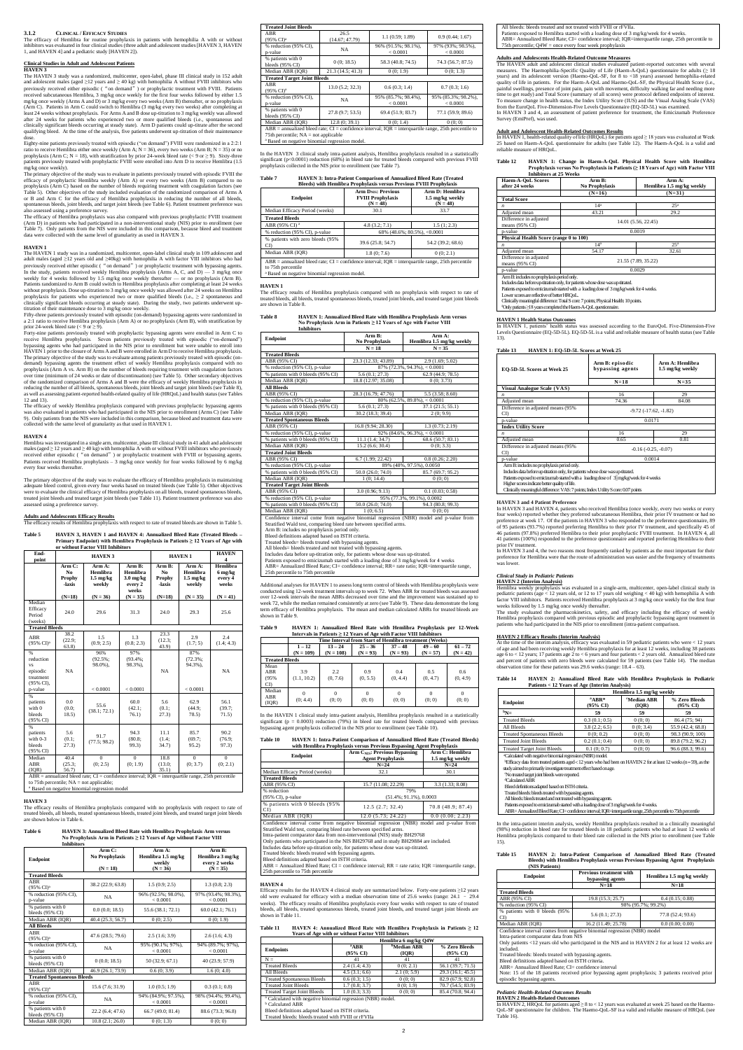### 3.1.2 CLINICAL / EFFICACY STUDIES

The efficacy of Hemlibra for routine prophylaxis in patients with hemophilia A with or without inhibitors was evaluated in four clinical studies (three adult and adolescent studies [HAVEN 3, HAVEN 1, and HAVEN 4] and a pediatric study [HAVEN 2]).

**Clinical Studies in Adult and Adolescent Patients**

**HAVEN 3**

The HAVEN 3 study was a randomized, multicenter, open-label, phase III clinical study in 152 adult and adolescent males (aged ≥12 years and ≥ 40 kg) with hemophilia A without FVIII inhibitors who previously received either episodic ("on demand") or prophylactic treatment with FVIII. Patients received subcutaneous Hemlibra, 3 mg/kg once weekly for the first four weeks followed by either 1.5 mg/kg once weekly (Arms A and D) or 3 mg/kg every two weeks (Arm B) thereafter, or no prophylaxis (Arm C). Patients in Arm C could switch to Hemlibra (3 mg/kg every two weeks) after completing at least 24 weeks without prophylaxis. For Arms A and B dose up-titration to 3 mg/kg weekly was allowed after 24 weeks for patients who experienced two or more qualified bleeds (i.e., spontaneous and clinically significant bleeds occurring at steady state). Arm D patients could up-titrate after the second qualifying bleed. At the time of the analysis, five patients underwent up-titration of their maintenance dose.

Eighty-nine patients previously treated with episodic ("on-demand") FVIII were randomized in a 2:2:1 ratio to receive Hemlibra either once weekly (Arm A; N = 36), every two weeks (Arm B; N = 35) or no prophylaxis (Arm C; N = 18), with stratification by prior 24-week bleed rate (< 9 or ≥ 9). Sixty-three patients previously treated with prophylactic FVIII were enrolled into Arm D to receive Hemlibra (1.5 mg/kg once weekly).

The primary objective of the study was to evaluate in patients previously treated with episodic FVIII the efficacy of prophylactic Hemlibra weekly (Arm A) or every two weeks (Arm B) compared to no prophylaxis (Arm C) based on the number of bleeds requiring treatment with coagulation factors (see Table 5). Other objectives of the study included evaluation of the randomized comparison of Arms A or B and Arm C for the efficacy of Hemlibra prophylaxis in reducing the number of all bleeds, spontaneous bleeds, joint bleeds, and target joint bleeds (see Table 6). Patient treatment preference was also assessed using a preference survey.

The efficacy of Hemlibra prophylaxis was also compared with previous prophylactic FVIII treatment (Arm D) in patients who had participated in a non-interventional study (NIS) prior to enrollment (see Table 7). Only patients from the NIS were included in this comparison, because bleed and treatment data were collected with the same level of granularity as used in HAVEN 3.

**HAVEN 1**

The HAVEN 1 study was in a randomized, multicenter, open-label clinical study in 109 adolescent and adult males (aged ≥12 years old and ≥40kg) with hemophilia A with FVIII inhibitors who had previously received either episodic ("on demand") or prophylactic treatment with bypassing agents. In the study, patients received weekly Hemlibra prophylaxis (Arms A, C, and D) — 3 mg/kg once weekly for 4 weeks followed by 1.5 mg/kg once weekly thereafter — or no prophylaxis (Arm B). Patients randomized to Arm B could switch to Hemlibra prophylaxis after completing at least 24 weeks without prophylaxis. Dose up-titration to 3 mg/kg once weekly was allowed after 24 weeks on Hemlibra prophylaxis for patients who experienced two or more qualified bleeds (i.e., ≥ 2 spontaneous and clinically significant bleeds occurring at steady state). During the study, two patients underwent up-titration of their maintenance dose to 3 mg/kg once weekly.

Fifty-three patients previously treated with episodic (on-demand) bypassing agents were randomized in a 2:1 ratio to receive Hemlibra prophylaxis (Arm A) or no prophylaxis (Arm B), with stratification by prior 24-week bleed rate (< 9 or ≥ 9).

Forty-nine patients previously treated with prophylactic bypassing agents were enrolled in Arm C to receive Hemlibra prophylaxis. Seven patients previously treated with episodic ("on-demand") bypassing agents who had participated in the NIS prior to enrollment but were unable to enroll into HAVEN 1 prior to the closure of Arms A and B were enrolled in Arm D to receive Hemlibra prophylaxis. The primary objective of the study was to evaluate among patients previously treated with episodic (on-demand) bypassing agents the treatment effect of weekly Hemlibra prophylaxis compared with no prophylaxis (Arm A vs. Arm B) on the number of bleeds requiring treatment with coagulation factors over time (minimum of 24 weeks or date of discontinuation) (see Table 5). Other secondary objectives of the randomized comparison of Arms A and B were the efficacy of weekly Hemlibra prophylaxis in reducing the number of all bleeds, spontaneous bleeds, joint bleeds and target joint bleeds (see Table 8), as well as assessing patient-reported health-related quality of life (HRQoL) and health status (see Tables 12 and 13).

The efficacy of weekly Hemlibra prophylaxis compared with previous prophylactic bypassing agents was also evaluated in patients who had participated in the NIS prior to enrollment (Arms C) (see Table 9). Only patients from the NIS were included in this comparison, because bleed and treatment data were collected with the same level of granularity as that used in HAVEN 1.

**HAVEN 4**

Hemlibra was investigated in a single arm, multicenter, phase III clinical study in 41 adult and adolescent males (aged ≥ 12 years and ≥ 40 kg) with hemophilia A with or without FVIII inhibitors who previously received either episodic ("on demand") or prophylactic treatment with FVIII or bypassing agents. Patients received Hemlibra prophylaxis – 3 mg/kg once weekly for four weeks followed by 6 mg/kg every four weeks thereafter.

The primary objective of the study was to evaluate the efficacy of Hemlibra prophylaxis in maintaining adequate bleed control, given every four weeks based on treated bleeds (see Table 5). Other objectives were to evaluate the clinical efficacy of Hemlibra prophylaxis on all bleeds, treated spontaneous bleeds, treated joint bleeds and treated target joint bleeds (see Table 11). Patient treatment preference was also assessed using a preference survey.

**Adults and Adolescents Efficacy Results**

The efficacy results of Hemlibra prophylaxis with respect to rate of treated bleeds are shown in Table 5.

**Table 5 HAVEN 3, HAVEN 1 and HAVEN 4: Annualized Bleed Rate (Treated Bleeds – Primary Endpoint) with Hemlibra Prophylaxis in Patients ≥ 12 Years of Age with or without Factor VIII Inhibitors**

| End-point | HAVEN 3 | | | HAVEN 1 | | HAVEN 4 |
|---|---|---|---|---|---|---|
| | Arm C: No Prophy-laxis | Arm A: Hemlibra 1.5 mg/kg weekly | Arm B: Hemlibra 3.0 mg/kg every 2 weeks | Arm B: No Prophy-laxis | Arm A: Hemlibra 1.5 mg/kg weekly | Hemlibra 6 mg/kg every 4 weeks |
| | (N=18) | (N = 36) | (N = 35) | (N=18) | (N = 35) | (N = 41) |
| Median Efficacy Period (weeks) | 24.0 | 29.6 | 31.3 | 24.0 | 29.3 | 25.6 |
| **Treated Bleeds** | | | | | | |
| ABR (95% CI)[a] | 38.2 (22.9; 63.8) | 1.5 (0.9; 2.5) | 1.3 (0.8; 2.3) | 23.3 (12.3; 43.9) | 2.9 (1.7; 5) | 2.4 (1.4; 4.3) |
| % reduction vs episodic treatment (95% CI), p-value | NA | 96% (92.5%; 98.0%), < 0.0001 | 97% (93.4%; 98.3%), < 0.0001 | NA | 87% (72.3%; 94.3%), < 0.0001 | NA |
| % patients with 0 bleeds (95% CI) | 0.0 (0.0; 18.5) | 55.6 (38.1; 72.1) | 60.0 (42.1; 76.1) | 5.6 (0.1; 27.3) | 62.9 (44.9; 78.5) | 56.1 (39.7; 71.5) |
| % patients with 0-3 bleeds (95% CI) | 5.6 (0.1; 27.3) | 91.7 (77.5; 98.2) | 94.3 (80.8; 99.3) | 11.1 (1.4; 34.7) | 85.7 (69.7; 95.2) | 90.2 (76.9; 97.3) |
| Median ABR (IQR) | 40.4 (25.3; 56.7) | 0 (0; 2.5) | 0 (0; 1.9) | 18.8 (13.0; 35.1) | 0 (0; 3.7) | 0 (0; 2.1) |

ABR = annualized bleed rate; CI = confidence interval; IQR = interquartile range, 25th percentile to 75th percentile; NA = not applicable
[a] Based on negative binomial regression model

**HAVEN 3**

The efficacy results of Hemlibra prophylaxis compared with no prophylaxis with respect to rate of treated bleeds, all bleeds, treated spontaneous bleeds, treated joint bleeds, and treated target joint bleeds are shown below in Table 6.

**Table 6 HAVEN 3: Annualized Bleed Rate with Hemlibra Prophylaxis Arm versus No Prophylaxis Arm in Patients ≥ 12 Years of Age without Factor VIII Inhibitors**

| Endpoint | Arm C: No Prophylaxis (N = 18) | Arm A: Hemlibra 1.5 mg/kg weekly (N = 36) | Arm B: Hemlibra 3 mg/kg every 2 weeks (N = 35) |
|---|---|---|---|
| **Treated Bleeds** | | | |
| ABR (95% CI)[a] | 38.2 (22.9; 63.8) | 1.5 (0.9; 2.5) | 1.3 (0.8; 2.3) |
| % reduction (95% CI), p-value | NA | 96% (92.5%; 98.0%), < 0.0001 | 97% (93.4%; 98.3%), < 0.0001 |
| % patients with 0 bleeds (95% CI) | 0.0 (0.0; 18.5) | 55.6 (38.1; 72.1) | 60.0 (42.1; 76.1) |
| Median ABR (IQR) | 40.4 (25.3; 56.7) | 0 (0; 2.5) | 0 (0; 1.9) |
| **All Bleeds** | | | |
| ABR (95% CI)[a] | 47.6 (28.5; 79.6) | 2.5 (1.6; 3.9) | 2.6 (1.6; 4.3) |
| % reduction (95% CI), p-value | NA | 95% (90.1%; 97%), < 0.0001 | 94% (89.7%; 97%), < 0.0001 |
| % patients with 0 bleeds (95% CI) | 0 (0.0; 18.5) | 50 (32.9; 67.1) | 40 (23.9; 57.9) |
| Median ABR (IQR) | 46.9 (26.1; 73.9) | 0.6 (0; 3.9) | 1.6 (0; 4.0) |
| **Treated Spontaneous Bleeds** | | | |
| ABR (95% CI)[a] | 15.6 (7.6; 31.9) | 1.0 (0.5; 1.9) | 0.3 (0.1; 0.8) |
| % reduction (95% CI), p-value | NA | 94% (84.9%; 97.5%), < 0.0001 | 98% (94.4%; 99.4%), < 0.0001 |
| % patients with 0 bleeds (95% CI) | 22.2 (6.4; 47.6) | 66.7 (49.0; 81.4) | 88.6 (73.3; 96.8) |
| Median ABR (IQR) | 10.8 (2.1; 26.0) | 0 (0; 1.3) | 0 (0; 0) |
| **Treated Joint Bleeds** | | | |
| ABR (95% CI)[a] | 26.5 (14.67; 47.79) | 1.1 (0.59; 1.89) | 0.9 (0.44; 1.67) |
| % reduction (95% CI), p-value | NA | 96% (91.5%; 98.1%), < 0.0001 | 97% (93%; 98.5%), < 0.0001 |
| % patients with 0 bleeds (95% CI) | 0 (0; 18.5) | 58.3 (40.8; 74.5) | 74.3 (56.7; 87.5) |
| Median ABR (IQR) | 21.3 (14.5; 41.3) | 0 (0; 1.9) | 0 (0; 1.3) |
| **Treated Target Joint Bleeds** | | | |
| ABR (95% CI)[a] | 13.0 (5.2; 32.3) | 0.6 (0.3; 1.4) | 0.7 (0.3; 1.6) |
| % reduction (95% CI), p-value | NA | 95% (85.7%; 98.4%), < 0.0001 | 95% (85.3%; 98.2%), < 0.0001 |
| % patients with 0 bleeds (95% CI) | 27.8 (9.7; 53.5) | 69.4 (51.9; 83.7) | 77.1 (59.9; 89.6) |
| Median ABR (IQR) | 12.8 (0; 39.1) | 0 (0; 1.4) | 0 (0; 0) |

ABR = annualized bleed rate; CI = confidence interval; IQR = interquartile range, 25th percentile to 75th percentile; NA = not applicable
[a] Based on negative binomial regression model.

In the HAVEN 3 clinical study intra-patient analysis, Hemlibra prophylaxis resulted in a statistically significant (p<0.0001) reduction (68%) in bleed rate for treated bleeds compared with previous FVIII prophylaxis collected in the NIS prior to enrollment (see Table 7).

**Table 7 HAVEN 3: Intra-Patient Comparison of Annualized Bleed Rate (Treated Bleeds) with Hemlibra Prophylaxis versus Previous FVIII Prophylaxis**

| Endpoint | Arm D[NIS]: Previous FVIII Prophylaxis (N = 48) | Arm D: Hemlibra 1.5 mg/kg weekly (N = 48) |
|---|---|---|
| Median Efficacy Period (weeks) | 30.1 | 33.7 |
| **Treated Bleeds** | | |
| ABR (95% CI)[a] | 4.8 (3.2; 7.1) | 1.5 (1; 2.3) |
| % reduction (95% CI), p-value | 68% (48.6%; 80.5%), <0.0001 | |
| % patients with zero bleeds (95% CI) | 39.6 (25.8; 54.7) | 54.2 (39.2; 68.6) |
| Median ABR (IQR) | 1.8 (0; 7.6) | 0 (0; 2.1) |

ABR = annualized bleed rate; CI = confidence interval; IQR = interquartile range, 25th percentile to 75th percentile
[a] Based on negative binomial regression model.

**HAVEN 1**

The efficacy results of Hemlibra prophylaxis compared with no prophylaxis with respect to rate of treated bleeds, all bleeds, treated spontaneous bleeds, treated joint bleeds and treated target joint bleeds are shown in Table 8.

**Table 8 HAVEN 1: Annualized Bleed Rate with Hemlibra Prophylaxis Arm versus No Prophylaxis Arm in Patients ≥ 12 Years of Age with Factor VIII Inhibitors**

| Endpoint | Arm B: No Prophylaxis N = 18 | Arm A: Hemlibra 1.5 mg/kg weekly N = 35 |
|---|---|---|
| **Treated Bleeds** | | |
| ABR (95% CI) | 23.3 (12.33; 43.89) | 2.9 (1.69; 5.02) |
| % reduction (95% CI), p-value | 87% (72.3%, 94.3%), < 0.0001 | |
| % patients with 0 bleeds (95% CI) | 5.6 (0.1, 27.3) | 62.9 (44.9; 78.5) |
| Median ABR (IQR) | 18.8 (12.97; 35.08) | 0 (0; 3.73) |
| **All Bleeds** | | |
| ABR (95% CI) | 28.3 (16.79; 47.76) | 5.5 (3.58; 8.60) |
| % reduction (95% CI), p-value | 80% (62.5%, 89.8%), < 0.0001 | |
| % patients with 0 bleeds (95% CI) | 5.6 (0.1; 27.3) | 37.1 (21.5; 55.1) |
| Median ABR (IQR) | 30.2 (18.3; 39.4) | 2 (0; 9.9) |
| **Treated Spontaneous Bleeds** | | |
| ABR (95% CI) | 16.8 (9.94; 28.30) | 1.3 (0.73; 2.19) |
| % reduction (95% CI), p-value | 92% (84.6%, 96.3%), < 0.0001 | |
| % patients with 0 bleeds (95% CI) | 11.1 (1.4; 34.7) | 68.6 (50.7; 83.1) |
| Median ABR (IQR) | 15.2 (6.6; 30.4) | 0 (0; 3.3) |
| **Treated Joint Bleeds** | | |
| ABR (95% CI) | 6.7 (1.99; 22.42) | 0.8 (0.26; 2.20) |
| % reduction (95% CI), p-value | 89% (48%, 97.5%), 0.0050 | |
| % patients with 0 bleeds (95% CI) | 50.0 (26.0; 74.0) | 85.7 (69.7; 95.2) |
| Median ABR (IQR) | 1 (0; 14.4) | 0 (0; 0) |
| **Treated Target Joint Bleeds** | | |
| ABR (95% CI) | 3.0 (0.96; 9.13) | 0.1 (0.03; 0.58) |
| % reduction (95% CI), p-value | 95% (77.3%, 99.1%), 0.0002 | |
| % patients with 0 bleeds (95% CI) | 50.0 (26.0; 74.0) | 94.3 (80.8; 99.3) |
| Median ABR (IQR) | 1 (0; 6.5) | 0 (0; 0) |

Confidence interval come from negative binomial regression (NBR) model and p-value from Stratified Wald test, comparing bleed rate between specified arms.
Arm B: includes no prophylaxis period only.
Bleed definitions adapted based on ISTH criteria.
Treated bleeds= bleeds treated with bypassing agents.
All bleeds= bleeds treated and not treated with bypassing agents.
Includes data before up-titration only, for patients whose dose was up-titrated.
Patients exposed to emicizumab started with a loading dose of 3 mg/kg/week for 4 weeks
ABR= Annualized Bleed Rate; CI= confidence interval; RR= rate ratio; IQR=interquartile range, 25th percentile to 75th percentile

Additional analyses for HAVEN 1 to assess long term control of bleeds with Hemlibra prophylaxis were conducted using 12-week treatment intervals up to week 72. When ABR for treated bleeds was assessed over 12-week intervals the mean ABRs decreased over time and the improvement was sustained up to week 72, while the median remained consistently at zero (see Table 9). These data demonstrate the long term efficacy of Hemlibra prophylaxis. The mean and median calculated ABRs for treated bleeds are shown in Table 9.

**Table 9 HAVEN 1: Annualized Bleed Rate with Hemlibra Prophylaxis per 12-Week Intervals in Patients ≥ 12 Years of Age with Factor VIII Inhibitors**

| | Time Interval from Start of Hemlibra treatment (Weeks) | | | | | |
|---|---|---|---|---|---|---|
| | 1 – 12 (N = 109) | 13 – 24 (N = 108) | 25 – 36 (N = 93) | 37 – 48 (N = 93) | 49 – 60 (N = 57) | 61 – 72 (N = 42) |
| **Treated Bleeds** | | | | | | |
| Mean ABR (95% CI) | 3.9 (1.1, 10.2) | 2.2 (0.7, 6) | 0.9 (0, 5.5) | 0.4 (0, 4.4) | 0.5 (0, 4.7) | 0.6 (0, 4.9) |
| Median ABR (IQR) | 0 (0; 4.4) | 0 (0; 0) | 0 (0; 0) | 0 (0; 0) | 0 (0; 0) | 0 (0; 0) |

In the HAVEN 1 clinical study intra-patient analysis, Hemlibra prophylaxis resulted in statistically significant (p = 0.0003) reduction (79%) in bleed rate for treated bleeds compared with previous bypassing agent prophylaxis collected in the NIS prior to enrollment (see Table 10).

**Table 10 HAVEN 1: Intra-Patient Comparison of Annualized Bleed Rate (Treated Bleeds) with Hemlibra Prophylaxis versus Previous Bypassing Agent Prophylaxis**

| Endpoint | Arm C[NIS]: Previous Bypassing Agent Prophylaxis N=24 | Arm C: Hemlibra 1.5 mg/kg weekly N=24 |
|---|---|---|
| Median Efficacy Period (weeks) | 32.1 | 30.1 |
| **Treated Bleeds** | | |
| ABR (95% CI) | 15.7 (11.08; 22.29) | 3.3 (1.33; 8.08) |
| % reduction (95% CI), p-value | 79% (51.4%; 91.1%), 0.0003 | |
| % patients with 0 bleeds (95% CI) | 12.5 (2.7; 32.4) | 70.8 (48.9; 87.4) |
| Median ABR (IQR) | 12.0 (5.73; 24.22) | 0.0 (0.00; 2.23) |

Confidence interval come from negative binomial regression (NBR) model and p-value from Stratified Wald test, comparing bleed rate between specified arms.
Intra-patient comparator data from non-interventional (NIS) study BH29768
Only patients who participated in the NIS BH29768 and in study BH29884 are included.
Includes data before up-titration only, for patients whose dose was up-titrated.
Treated bleeds: bleeds treated with bypassing agents.
Bleed definitions adapted based on ISTH criteria.
ABR = Annualized Bleed Rate; CI = confidence interval; RR = rate ratio; IQR =interquartile range, 25th percentile to 75th percentile

**HAVEN 4**

Efficacy results for the HAVEN 4 clinical study are summarized below. Forty-one patients ≥12 years old were evaluated for efficacy with a median observation time of 25.6 weeks (range: 24.1 – 29.4 weeks). The efficacy results of Hemlibra prophylaxis every four weeks with respect to rate of treated bleeds, all bleeds, treated spontaneous bleeds, treated joint bleeds and treated target joint bleeds are shown in Table 11.

**Table 11 HAVEN 4: Annualized Bleed Rate with Hemlibra Prophylaxis in Patients ≥ 12 Years of Age with or without Factor VIII Inhibitors**

| Endpoints | Hemlibra 6 mg/kg Q4W | | |
|---|---|---|---|
| | [a]ABR (95% CI) | [b]Median ABR (IQR) | % Zero Bleeds (95% CI) |
| N = | 41 | 41 | 41 |
| Treated Bleeds | 2.4 (1.4; 4.3) | 0 (0; 2.1) | 56.1 (39.7; 71.5) |
| All Bleeds | 4.5 (3.1; 6.6) | 2.1 (0; 5.9) | 29.3 (16.1; 45.5) |
| Treated Spontaneous Bleeds | 0.6 (0.3; 1.5) | 0 (0; 0) | 82.9 (67.9; 92.8) |
| Treated Joint Bleeds | 1.7 (0.8; 3.7) | 0 (0; 1.9) | 70.7 (54.5; 83.9) |
| Treated Target Joint Bleeds | 1.0 (0.3; 3.3) | 0 (0; 0) | 85.4 (70.8; 94.4) |

[a] Calculated with negative binomial regression (NBR) model.
[b] Calculated ABR
Bleed definitions adapted based on ISTH criteria.
Treated bleeds: bleeds treated with FVIII or rFVIIa.
All bleeds: bleeds treated and not treated with FVIII or rFVIIa.
Patients exposed to Hemlibra started with a loading dose of 3 mg/kg/week for 4 weeks.
ABR= Annualized Bleed Rate; CI= confidence interval; IQR=interquartile range, 25th percentile to 75th percentile; Q4W = once every four week prophylaxis

**Adults and Adolescents Health-Related Outcome Measures**

The HAVEN adult and adolescent clinical studies evaluated patient-reported outcomes with several measures. The Haemophilia-Specific Quality of Life (Haem-A-QoL) questionnaire for adults (≥ 18 years) and its adolescent version (Haemo-QoL-SF, for 8 to <18 years) assessed hemophilia-related quality of life in patients. For the Haem-A-QoL and Haemo-QoL-SF, the Physical Health Score (i.e., painful swellings, presence of joint pain, pain with movement, difficulty walking far and needing more time to get ready) and Total Score (summary of all scores) were protocol defined endpoints of interest. To measure change in health status, the Index Utility Score (IUS) and the Visual Analog Scale (VAS) from the EuroQoL Five-Dimension-Five Levels Questionnaire (EQ-5D-5L) was examined.

In HAVEN 3 and 4, an assessment of patient preference for treatment, the Emicizumab Preference Survey (EmiPref), was used.

**Adult and Adolescent Health-Related Outcomes Results**

In HAVEN 1, health-related quality of life (HRQoL) for patients aged ≥ 18 years was evaluated at Week 25 based on Haem-A-QoL questionnaire for adults (see Table 12). The Haem-A-QoL is a valid and reliable measure of HRQoL.

**Table 12 HAVEN 1: Change in Haem-A-QoL Physical Health Score with Hemlibra Prophylaxis versus No Prophylaxis in Patients (≥ 18 Years of Age) with Factor VIII Inhibitors at 25 Weeks**

| Haem-A-QoL Scores after 24 weeks | Arm B: No Prophylaxis (N=16) | Arm A: Hemlibra 1.5 mg/kg weekly (N=31) |
|---|---|---|
| **Total Score** | | |
| n | 14[a] | 25[a] |
| Adjusted mean | 43.21 | 29.2 |
| Difference in adjusted means (95% CI) | 14.01 (5.56, 22.45) | |
| p-value | 0.0019 | |
| **Physical Health Score (range 0 to 100)** | | |
| n | 14[a] | 25[a] |
| Adjusted mean | 54.17 | 32.61 |
| Difference in adjusted means (95% CI) | 21.55 (7.89, 35.22) | |
| p-value | 0.0029 | |

Arm B: includes no prophylaxis period only.
Includes data before up-titration only, for patients whose dose was up-titrated.
Patients exposed to emicizumab started with a loading dose of 3 mg/kg/week for 4 weeks.
Lower scores are reflective of better HRQoL.
Clinically meaningful difference: Total Score: 7 points; Physical Health: 10 points.
[a] Only patients ≥18 years completed the Haem-A-QoL questionnaire.

**HAVEN 1 Health Status Outcomes**

In HAVEN 1, patients' health status was assessed according to the EuroQoL Five-Dimension-Five Levels Questionnaire (EQ-5D-5L). EQ-5D-5L is a valid and reliable measure of health status (see Table 13).

**Table 13 HAVEN 1: EQ-5D-5L Scores at Week 25**

| EQ-5D-5L Scores at Week 25 | Arm B: episodic bypassing agents N=18 | Arm A: Hemlibra 1.5 mg/kg weekly N=35 |
|---|---|---|
| **Visual Analogue Scale (VAS)** | | |
| n | 16 | 29 |
| Adjusted mean | 74.36 | 84.08 |
| Difference in adjusted means (95% CI) | -9.72 (-17.62, -1.82) | |
| p-value | 0.0171 | |
| **Index Utility Score** | | |
| n | 16 | 29 |
| Adjusted mean | 0.65 | 0.81 |
| Difference in adjusted means (95% CI) | -0.16 (-0.25, -0.07) | |
| p-value | 0.0014 | |

Arm B: includes no prophylaxis period only.
Includes data before up-titration only, for patients whose dose was up-titrated.
Patients exposed to emicizumab started with a loading dose of 3 mg/kg/week for 4 weeks
Higher scores indicate better quality of life.
Clinically meaningful difference: VAS: 7 points; Index Utility Score: 0.07 points

**HAVEN 3 and 4 Patient Preference**

In HAVEN 3 and HAVEN 4, patients who received Hemlibra (once weekly, every two weeks or every four weeks) reported whether they preferred subcutaneous Hemlibra, their prior IV treatment or had no preference at week 17. Of the patients in HAVEN 3 who responded to the preference questionnaire, 89 of 95 patients (93.7%) reported preferring Hemlibra to their prior IV treatment, and specifically 45 of 46 patients (97.8%) preferred Hemlibra to their prior prophylactic FVIII treatment. In HAVEN 4, all 41 patients (100%) responded to the preference questionnaire and reported preferring Hemlibra to their prior IV treatment.

In HAVEN 3 and 4, the two reasons most frequently ranked by patients as the most important for their preference for Hemlibra were that the route of administration was easier and the frequency of treatments was lower.

***Clinical Study in Pediatric Patients***

**HAVEN 2 (Interim Analysis)**

Hemlibra weekly prophylaxis was evaluated in a single-arm, multicenter, open-label clinical study in pediatric patients (age < 12 years old, or 12 to 17 years old weighing < 40 kg) with hemophilia A with factor VIII inhibitors. Patients received Hemlibra prophylaxis at 3 mg/kg once weekly for the first four weeks followed by 1.5 mg/kg once weekly thereafter.

The study evaluated the pharmacokinetics, safety, and efficacy including the efficacy of weekly Hemlibra prophylaxis compared with previous episodic and prophylactic bypassing agent treatment in patients who had participated in the NIS prior to enrollment (intra-patient comparison).

**HAVEN 2 Efficacy Results (Interim Analysis)**

At the time of the interim analysis, efficacy was evaluated in 59 pediatric patients who were < 12 years of age and had been receiving weekly Hemlibra prophylaxis for at least 12 weeks, including 38 patients age 6 to < 12 years; 17 patients age 2 to < 6 years and four patients < 2 years old. Annualized bleed rate and percent of patients with zero bleeds were calculated for 59 patients (see Table 14). The median observation time for these patients was 29.6 weeks (range: 18.4 – 63).

**Table 14 HAVEN 2: Annualized Bleed Rate with Hemlibra Prophylaxis in Pediatric Patients < 12 Years of Age (Interim Analysis)**

| Endpoint | Hemlibra 1.5 mg/kg weekly | | |
|---|---|---|---|
| | [a]ABR[a] (95% CI) | [c]Median ABR (IQR) | % Zero Bleeds (95% CI) |
| [b]N= | 59 | 59 | 59 |
| Treated Bleeds | 0.3 (0.1; 0.5) | 0 (0; 0) | 86.4 (75; 94) |
| All Bleeds | 3.8 (2.2; 6.5) | 0 (0; 3.4) | 55.9 (42.4; 68.8) |
| Treated Spontaneous Bleeds | 0 (0; 0.2) | 0 (0; 0) | 98.3 (90.9; 100) |
| Treated Joint Bleeds | 0.2 (0.1; 0.4) | 0 (0; 0) | 89.8 (79.2; 96.2) |
| Treated Target Joint Bleeds | 0.1 (0; 0.7) | 0 (0; 0) | 96.6 (88.3; 99.6) |

[a] Calculated with negative binomial regression (NBR) model.
[b] Efficacy data from treated patients aged < 12 years old who had been on HAVEN 2 for at least 12 weeks (n = 59), as the study aimed to primarily investigate treatment effect based on age.
[c] No treated target joint bleeds were reported.
[d] Calculated ABR
Bleed definitions adapted based on ISTH criteria.
Treated bleeds: bleeds treated with bypassing agents.
All bleeds: bleeds treated and not treated with bypassing agents.
Patients exposed to emicizumab started with a loading dose of 3 mg/kg/week for 4 weeks.
ABR= Annualized Bleed Rate; CI= confidence interval; IQR=interquartile range, 25th percentile to 75th percentile

In the intra-patient interim analysis, weekly Hemlibra prophylaxis resulted in a clinically meaningful (98%) reduction in bleed rate for treated bleeds in 18 pediatric patients who had at least 12 weeks of Hemlibra prophylaxis compared to their bleed rate collected in the NIS prior to enrollment (see Table 15).

**Table 15 HAVEN 2: Intra-Patient Comparison of Annualized Bleed Rate (Treated Bleeds) with Hemlibra Prophylaxis versus Previous Bypassing Agent Prophylaxis (NIS Patients)**

| Endpoint | Previous treatment with bypassing agents N=18 | Hemlibra 1.5 mg/kg weekly N=18 |
|---|---|---|
| **Treated Bleeds** | | |
| ABR (95% CI) | 19.8 (15.3; 25.7) | 0.4 (0.15; 0.88) |
| % reduction (95% CI) | 98% (95.7%; 99.2%) | |
| % patients with 0 bleeds (95% CI) | 5.6 (0.1; 27.3) | 77.8 (52.4; 93.6) |
| Median ABR (IQR) | 16.2 (11.49; 25.78) | 0.0 (0.00; 0.00) |

Confidence interval comes from negative binomial regression (NBR) model
Intra-patient comparator data from NIS
Only patients <12 years old who participated in the NIS and in HAVEN 2 for at least 12 weeks are included.
Treated bleeds: bleeds treated with bypassing agents.
Bleed definitions adapted based on ISTH criteria.
ABR= Annualized Bleed Rate; CI= confidence interval
Note: 15 of the 18 patients received prior bypassing agent prophylaxis; 3 patients received prior episodic bypassing agents.

***Pediatric Health-Related Outcomes Results***

**HAVEN 2 Health-Related Outcomes**

In HAVEN 2, HRQoL for patients aged ≥ 8 to < 12 years was evaluated at week 25 based on the Haemo-QoL-SF questionnaire for children. The Haemo-QoL-SF is a valid and reliable measure of HRQoL (see Table 16).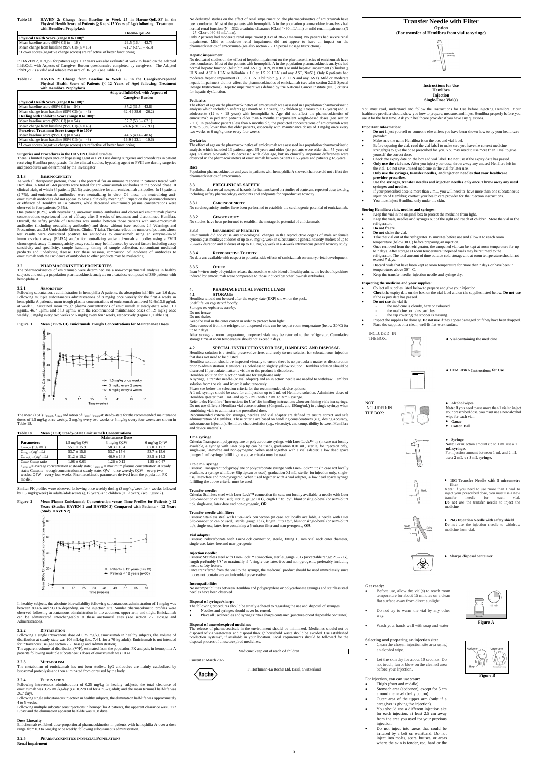**Table 16 HAVEN 2: Change from Baseline to Week 25 in Haemo-QoL-SF in the Physical Health Score of Patients (≥ 8 to < 12 Years of Age) following Treatment with Hemlibra Prophylaxis**

| | Haemo-QoL-SF |
|---|---|
| **Physical Health Score (range 0 to 100)**[a] | |
| Mean baseline score (95% CI) (n = 18) | 29.5 (16.4 – 42.7) |
| Mean change from baseline (95% CI) (n = 15) | -21.7 (-37.1 – -6.3) |

[a] Lower scores (negative change scores) are reflective of better functioning.

In HAVEN 2, HRQoL for patients ages < 12 years was also evaluated at week 25 based on the Adapted InhibQoL with Aspects of Caregiver Burden questionnaire completed by caregivers. The Adapted InhibQoL is a valid and reliable measure of HRQoL (see Table 17).

**Table 17 HAVEN 2: Change from Baseline to Week 25 in the Caregiver-reported Physical Health Score of Patients (< 12 Years of Age) following Treatment with Hemlibra Prophylaxis**

| | Adapted InhibQoL with Aspects of Caregiver Burden |
|---|---|
| **Physical Health Score (range 0 to 100)**[a] | |
| Mean baseline score (95% CI) (n = 54) | 37.2 (31.5 – 42.8) |
| Mean change from baseline (95% CI) (n = 43) | -32.4 (-38.6 – -26.2) |
| **Dealing with Inhibitor Score (range 0 to 100)**[a] | |
| Mean baseline score (95% CI) (n = 54) | 57.7 (53.3 – 62.1) |
| Mean change from baseline (95% CI) (n = 43) | -24.6 (-30.1 – -19.1) |
| **Perceived Treatment Score (range 0 to 100)**[a] | |
| Mean baseline score (95% CI) (n = 54) | 44.5 (40.4 – 48.6) |
| Mean change from baseline (95% CI) (n = 43) | -16.9 (-23.1 – -10.6) |

[a] Lower scores (negative change scores) are reflective of better functioning.

**Surgeries and Procedures in the HAVEN Clinical Studies**

There is limited experience on bypassing agent or FVIII use during surgeries and procedures in patient receiving Hemlibra prophylaxis. In the clinical studies, bypassing agent or FVIII use during surgeries and procedures was determined by the investigator.

### 3.1.3 IMMUNOGENICITY

As with all therapeutic proteins, there is the potential for an immune response in patients treated with Hemlibra. A total of 668 patients were tested for anti-emicizumab antibodies in the pooled phase III clinical trials, of which 34 patients (5.1%) tested positive for anti-emicizumab antibodies. In 18 patients (2.7%), anti-emicizumab antibodies were neutralizing in vitro. Of these, the neutralizing anti-emicizumab antibodies did not appear to have a clinically meaningful impact on the pharmacokinetics or efficacy of Hemlibra in 14 patients, while decreased emicizumab plasma concentrations were observed in four patients (0.6%).

One patient (0.2%) with neutralizing anti-emicizumab antibodies and decreased emicizumab plasma concentrations experienced loss of efficacy after 5 weeks of treatment and discontinued Hemlibra. Overall, the safety profile of Hemlibra was similar between those patients with anti-emicizumab antibodies (including neutralizing antibodies) and those without (see sections 2.4 Warnings and Precautions, and 2.6 Undesirable Effects, Clinical Trials). The data reflect the number of patients whose test results were considered positive for antibodies to emicizumab using an enzyme-linked immunosorbent assay (ELISA) and/or for neutralizing anti-emicizumab antibodies using a FVIII chromogenic assay. Immunogenicity assay results may be influenced by several factors including assay sensitivity and specificity, sample handling, timing of sample collection, concomitant medicinal products and underlying disease. For these reasons, comparison of incidence of antibodies to emicizumab with the incidence of antibodies to other products may be misleading.

## 3.2 PHARMACOKINETIC PROPERTIES

The pharmacokinetics of emicizumab were determined via a non-compartmental analysis in healthy subjects and using a population pharmacokinetic analysis on a database composed of 389 patients with hemophilia A.

### 3.2.1 ABSORPTION

Following subcutaneous administration in hemophilia A patients, the absorption half-life was 1.6 days. Following multiple subcutaneous administrations of 3 mg/kg once weekly for the first 4 weeks in hemophilia A patients, mean trough plasma concentrations of emicizumab achieved 52.6±13.6 µg/mL at week 5. Sustained mean trough plasma concentrations of emicizumab at steady-state were 51.1 µg/mL, 46.7 µg/mL and 38.3 µg/mL with the recommended maintenance doses of 1.5 mg/kg once weekly, 3 mg/kg every two weeks or 6 mg/kg every four weeks, respectively (Figure 1, Table 18).

**Figure 1 Mean (±95% CI) Emicizumab Trough Concentrations for Maintenance Doses**

The mean (±SD) $C_{trough}$, $C_{max}$ and ratios of $C_{max}/C_{trough}$ at steady-state for the recommended maintenance doses of 1.5 mg/kg once weekly, 3 mg/kg every two weeks or 6 mg/kg every four weeks are shown in Table 18.

**Table 18 Mean (± SD) Steady-State Emicizumab Concentrations**

| Parameters | Maintenance Dose | | |
|---|---|---|---|
| | 1.5 mg/kg QW | 3 mg/kg Q2W | 6 mg/kg Q4W |
| $C_{max, ss}$ (µg/ mL) | 55.1 ± 15.9 | 58.3 ± 16.4 | 67.0 ± 17.7 |
| $C_{avg, ss}$ (µg/ mL) | 53.7 ± 15.6 | 53.7 ± 15.6 | 53.7 ± 15.6 |
| $C_{trough, ss}$ (µg/ mL) | 51.2 ± 15.2 | 46.9 ± 14.8 | 38.5 ± 14.2 |
| $C_{max}/C_{trough}$ ratio | 1.08 ± 0.03 | 1.26 ± 0.12 | 1.85 ± 0.47 |

$C_{avg, ss}$ = average concentration at steady state; $C_{max, ss}$ = maximum plasma concentration at steady state; $C_{trough, ss}$ = trough concentration at steady state; QW = once weekly; Q2W = every two weeks; Q4W = every four weeks. Pharmacokinetic parameters derived from the population PK model.

Similar PK profiles were observed following once weekly dosing (3 mg/kg/week for 4 weeks followed by 1.5 mg/kg/week) in adults/adolescents (≥ 12 years) and children (< 12 years) (see Figure 2).

**Figure 2 Mean Plasma Emicizumab Concentration versus Time Profiles for Patients ≥ 12 Years (Studies HAVEN 1 and HAVEN 3) Compared with Patients < 12 Years (Study HAVEN 2)**

In healthy subjects, the absolute bioavailability following subcutaneous administration of 1 mg/kg was between 80.4% and 93.1% depending on the injection site. Similar pharmacokinetic profiles were observed following subcutaneous administration in the abdomen, upper arm, and thigh. Emicizumab can be administered interchangeably at these anatomical sites (see section 2.2 Dosage and Administration).

### 3.2.2 DISTRIBUTION

Following a single intravenous dose of 0.25 mg/kg emicizumab in healthy subjects, the volume of distribution at steady state was 106 mL/kg (i.e., 7.4 L for a 70-kg adult). Emicizumab is not intended for intravenous use (see section 2.2 Dosage and Administration).

The apparent volume of distribution (V/F), estimated from the population PK analysis, in hemophilia A patients following multiple subcutaneous doses of emicizumab was 10.4L.

### 3.2.3 METABOLISM

The metabolism of emicizumab has not been studied. IgG antibodies are mainly catabolized by lysosomal proteolysis and then eliminated from or reused by the body.

### 3.2.4 ELIMINATION

Following intravenous administration of 0.25 mg/kg in healthy subjects, the total clearance of emicizumab was 3.26 mL/kg/day (i.e. 0.228 L/d for a 70-kg adult) and the mean terminal half-life was 26.7 days.

Following single subcutaneous injection in healthy subjects, the elimination half-life was approximately 4 to 5 weeks.

Following multiple subcutaneous injections in hemophilia A patients, the apparent clearance was 0.272 L/day and the elimination apparent half-life was 26.8 days.

**Dose Linearity**

Emicizumab exhibited dose-proportional pharmacokinetics in patients with hemophilia A over a dose range from 0.3 to 6 mg/kg once weekly following subcutaneous administration.

### 3.2.5 PHARMACOKINETICS IN SPECIAL POPULATIONS

**Renal impairment**

No dedicated studies on the effect of renal impairment on the pharmacokinetics of emicizumab have been conducted. Most of the patients with hemophilia A in the population pharmacokinetic analysis had normal renal function (N = 332; creatinine clearance [CLcr] ≥ 90 mL/min) or mild renal impairment (N = 27; CLcr of 60-89 mL/min).

Only 2 patients had moderate renal impairment (CLcr of 30-59 mL/min). No patients had severe renal impairment. Mild or moderate renal impairment did not appear to have an impact on the pharmacokinetics of emicizumab (see also section 2.2.1 Special Dosage Instructions).

**Hepatic impairment**

No dedicated studies on the effect of hepatic impairment on the pharmacokinetics of emicizumab have been conducted. Most of the patients with hemophilia A in the population pharmacokinetic analysis had normal hepatic function (bilirubin and AST ≤ ULN, N =300) or mild hepatic impairment (bilirubin ≤ ULN and AST > ULN or bilirubin < 1.0 to 1.5 × ULN and any AST, N=51). Only 6 patients had moderate hepatic impairment (1.5 × ULN < bilirubin ≤ 3 × ULN and any AST). Mild or moderate hepatic impairment did not affect the pharmacokinetics of emicizumab (see also section 2.2.1 Special Dosage Instructions). Hepatic impairment was defined by the National Cancer Institute (NCI) criteria for hepatic dysfunction.

**Pediatrics**

The effect of age on the pharmacokinetics of emicizumab was assessed in a population pharmacokinetic analysis which included 5 infants (≥1 month to < 2 years), 55 children (≥ 2 years to < 12 years) and 50 adolescents (12 to < 18 years) with hemophilia A. Age did not affect the pharmacokinetics of emicizumab in pediatric patients older than 6 months at equivalent weight-based doses (see section 2.2.1). In paediatric patients less than 6 months old, the predicted concentrations of emicizumab were 19% to 33% lower than the older patients, especially with maintenance doses of 3 mg/kg once every two weeks or 6 mg/kg once every four weeks.

**Geriatrics**

The effect of age on the pharmacokinetics of emicizumab was assessed in a population pharmacokinetic analysis which included 13 patients aged 65 years and older (no patients were older than 75 years of age). Relative bioavailability decreased with older age, but no clinically important differences were observed in the pharmacokinetics of emicizumab between patients < 65 years and patients ≥ 65 years.

**Race**

Population pharmacokinetics analyses in patients with hemophilia A showed that race did not affect the pharmacokinetics of emicizumab.

## 3.3 PRECLINICAL SAFETY

Preclinical data reveal no special hazards for humans based on studies of acute and repeated dose toxicity, including safety pharmacology endpoints and endpoints for reproductive toxicity.

### 3.3.1 CARCINOGENICITY

No carcinogenicity studies have been performed to establish the carcinogenic potential of emicizumab.

### 3.3.2 GENOTOXICITY

No studies have been performed to establish the mutagenic potential of emicizumab.

### 3.3.3 IMPAIRMENT OF FERTILITY

Emicizumab did not cause any toxicological changes in the reproductive organs of male or female cynomolgus monkeys at doses of up to 30 mg/kg/week in subcutaneous general toxicity studies of up to 26-week duration and at doses of up to 100 mg/kg/week in a 4-week intravenous general toxicity study.

### 3.3.4 REPRODUCTIVE TOXICITY

No data are available with respect to potential side effects of emicizumab on embryo-fetal development.

### 3.3.5 OTHER

In an in vitro study of cytokine release that used the whole blood of healthy adults, the levels of cytokines induced by emicizumab were comparable to those induced by other low-risk antibodies.

## 4. PHARMACEUTICAL PARTICULARS

## 4.1 STORAGE

Hemlibra should not be used after the expiry date (EXP) shown on the pack.

Shelf life: *as registered locally.*

Storage: *as registered locally.*

Do not freeze.

Do not shake.

Keep the vial in the outer carton in order to protect from light.

Once removed from the refrigerator, unopened vials can be kept at room temperature (below 30°C) for up to 7 days.

After storage at room temperature, unopened vials may be returned to the refrigerator. Cumulative storage time at room temperature should not exceed 7 days.

## 4.2 SPECIAL INSTRUCTIONS FOR USE, HANDLING AND DISPOSAL

Hemlibra solution is a sterile, preservative-free, and ready-to-use solution for subcutaneous injection that does not need to be diluted.

Hemlibra solution should be inspected visually to ensure there is no particulate matter or discoloration prior to administration. Hemlibra is a colorless to slightly yellow solution. Hemlibra solution should be discarded if particulate matter is visible or the product is discolored.

Hemlibra solution for injection vials are for single-use only.

A syringe, a transfer needle (or vial adapter) and an injection needle are needed to withdraw Hemlibra solution from the vial and inject it subcutaneously.

Please see below the selection criteria for the recommended device options:

A 1 mL syringe should be used for an injection up to 1 mL of Hemlibra solution. Administer doses of Hemlibra greater than 1 mL and up to 2 mL with a 2 mL to 3 mL syringe.

Refer to the Hemlibra "Instructions for Use" for handling instructions when combining vials in a syringe. Do not use different Hemlibra vial concentrations (30mg/mL and 150mg/mL) in a single syringe when combining vials to administer the prescribed dose.

Recommended criteria for syringes, needles and vial adapter are defined to ensure correct and safe administration of Hemlibra. These criteria are based on handling considerations (e.g., dosing accuracy, subcutaneous injection), Hemlibra characteristics (e.g., viscosity), and compatibility between Hemlibra and device materials.

**1 mL syringe**

Criteria: Transparent polypropylene or polycarbonate syringe with Luer-Lock™ tip (in case not locally available, a syringe with Luer Slip tip can be used), graduation 0.01 mL, sterile, for injection only, single-use, latex-free and non-pyrogenic. When used together with a vial adapter, a low dead space plunger 1 mL syringe fulfilling the above criteria must be used.

**2 to 3 mL syringe**

Criteria: Transparent polypropylene or polycarbonate syringe with Luer-Lock™ tip (in case not locally available, a syringe with Luer Slip tip can be used), graduation 0.1 mL, sterile, for injection only, single-use, latex-free and non-pyrogenic. When used together with a vial adapter, a low dead space syringe fulfilling the above criteria must be used.

**Transfer needle:**

Criteria: Stainless steel with Luer-Lock™ connection (in case not locally available, a needle with Luer Slip connection can be used), sterile, gauge 18 G, length 1'' to 1½'', blunt or single-bevel (or semi-blunt tip), single-use, latex-free and non-pyrogenic, **OR**

**Transfer needle with filter:**

Criteria: Stainless steel with Luer-Lock connection (in case not locally available, a needle with Luer Slip connection can be used), sterile, gauge 18 G, length 1'' to 1½'', blunt or single-bevel (or semi-blunt tip), single-use, latex-free containing a 5-micron filter and non-pyrogenic, **OR**

**Vial adapter**

Criteria: Polycarbonate with Luer-Lock connection, sterile, fitting 15 mm vial neck outer diameter, single-use, latex-free and non-pyrogenic.

**Injection needle:**

Criteria: Stainless steel with Luer-Lock™ connection, sterile, gauge 26 G (acceptable range: 25-27 G), length preferably 3/8" or maximally ½'', single-use, latex-free and non-pyrogenic, preferably including needle safety feature.

Once transferred from the vial to the syringe, the medicinal product should be used immediately since it does not contain any antimicrobial preservative.

**Incompatibilities**

No incompatibilities between Hemlibra and polypropylene or polycarbonate syringes and stainless steel needles have been observed.

**Disposal of syringes/sharps**

The following procedures should be strictly adhered to regarding the use and disposal of syringes:

- Needles and syringes should never be reused.
- Place all used needles and syringes into a sharps container (puncture-proof disposable container).

**Disposal of unused/expired medicines**

The release of pharmaceuticals in the environment should be minimized. Medicines should not be disposed of via wastewater and disposal through household waste should be avoided. Use established "collection systems", if available in your location. Local requirements should be followed for the disposal process of unused/expired medicines.

Medicine: keep out of reach of children

Current at March 2022

F. Hoffmann-La Roche Ltd, Basel, Switzerland

# Transfer Needle with Filter

**Option**

**(For transfer of Hemlibra from vial to syringe)**

**Instructions for Use**
**Hemlibra**
**Injection**
**Single-Dose Vial(s)**

You must read, understand and follow the Instructions for Use before injecting Hemlibra. Your healthcare provider should show you how to prepare, measure, and inject Hemlibra properly before you use it for the first time. Ask your healthcare provider if you have any questions.

**Important Information:**

- **Do not** inject yourself or someone else unless you have been shown how to by your healthcare provider.
- Make sure the name Hemlibra is on the box and vial label.
- Before opening the vial, read the vial label to make sure you have the correct medicine strength(s) to give the dose prescribed for you. You may need to use more than 1 vial to give yourself the correct dose.
- Check the expiry date on the box and vial label. **Do not** use if the expiry date has passed.
- **Only use the vial once.** After you inject your dose, throw away any unused Hemlibra left in the vial. Do not save unused medicine in the vial for later use.
- **Only use the syringes, transfer needles, and injection needles that your healthcare provider prescribes.**
- **Use the syringes, transfer needles and injection needles only once. Throw away any used syringes and needles.**
- If your prescribed dose is more than 2 mL, you will need to have more than one subcutaneous injection of Hemlibra; contact your healthcare provider for the injection instructions.
- You must inject Hemlibra only under the skin.

**Storing Hemlibra vials, needles and syringes:**

- Keep the vial in the original box to protect the medicine from light.
- Keep the vials, needles and syringes out of the sight and reach of children. Store the vial in the refrigerator.
- **Do not** freeze.
- **Do not** shake the vial.
- Take the vial out of the refrigerator 15 minutes before use and allow it to reach room temperature (below 30 C) before preparing an injection.
- Once removed from the refrigerator, the unopened vial can be kept at room temperature for up to 7 days. After storage at room temperature unopened vials may be returned to the refrigerator. The total amount of time outside cold storage and at room temperature should not exceed 7 days.
- Discard vials that have been kept at room temperature for more than 7 days or have been in temperatures above 30° C.
- Keep the transfer needle, injection needle and syringe dry.

**Inspecting the medicine and your supplies:**

- Collect all supplies listed below to prepare and give your injection.
- **Check** the expiry date on the box, on the vial label and on the supplies listed below. **Do not use** if the expiry date has passed.
- **Do not use** the vial if:
  - the medicine is cloudy, hazy or coloured.
  - the medicine contains particles.
  - the cap covering the stopper is missing.
- Inspect the supplies for damage. **Do not use** if they appear damaged or if they have been dropped.
- Place the supplies on a clean, well-lit flat work surface.

INCLUDED IN THE BOX:

- **Vial containing the medicine**
- HEMLIBRA **Instructions for Use**

NOT INCLUDED IN THE BOX:

- **Alcohol wipes**
  **Note:** If you need to use more than 1 vial to inject your prescribed dose, you must use a new alcohol wipe for each vial.
- **Gauze**
- **Cotton Ball**
- **Syringe**
  **Note:** For injection amount up to 1 mL use a **1 mL syringe.**
  For injection amount between 1 mL and 2 mL use a **2 mL or 3 mL syringe.**
- **18G Transfer Needle with 5 micrometre filter**
  **Note:** If you need to use more than 1 vial to inject your prescribed dose, you must use a new transfer needle for each vial. **Do not use** the transfer needle to inject the medicine.
- **26G Injection Needle with safety shield**
  **Do not** use the injection needle to withdraw medicine from vial.
- **Sharps disposal container**

**Get ready:**

- Before use, allow the vial(s) to reach room temperature for about 15 minutes on a clean flat surface away from direct sunlight.
- Do not try to warm the vial by any other way.
- Wash your hands well with soap and water.

**Figure A**

**Selecting and preparing an injection site:**

- Clean the chosen injection site area using an alcohol wipe.
- Let the skin dry for about 10 seconds. Do not touch, fan or blow on the cleaned area before your injection.

**Figure B**

For injection, **you can use your:**

- Thigh (front and middle).
- Stomach area (abdomen), except for 5 cm around the navel (belly button).
- Outer area of the upper arm (only if a caregiver is giving the injection).
- You should use a different injection site for each injection, at least 2.5 cm away from the area you used for your previous injection.
- Do not inject into areas that could be irritated by a belt or waistband. Do not inject into moles, scars, bruises, or areas where the skin is tender, red, hard or the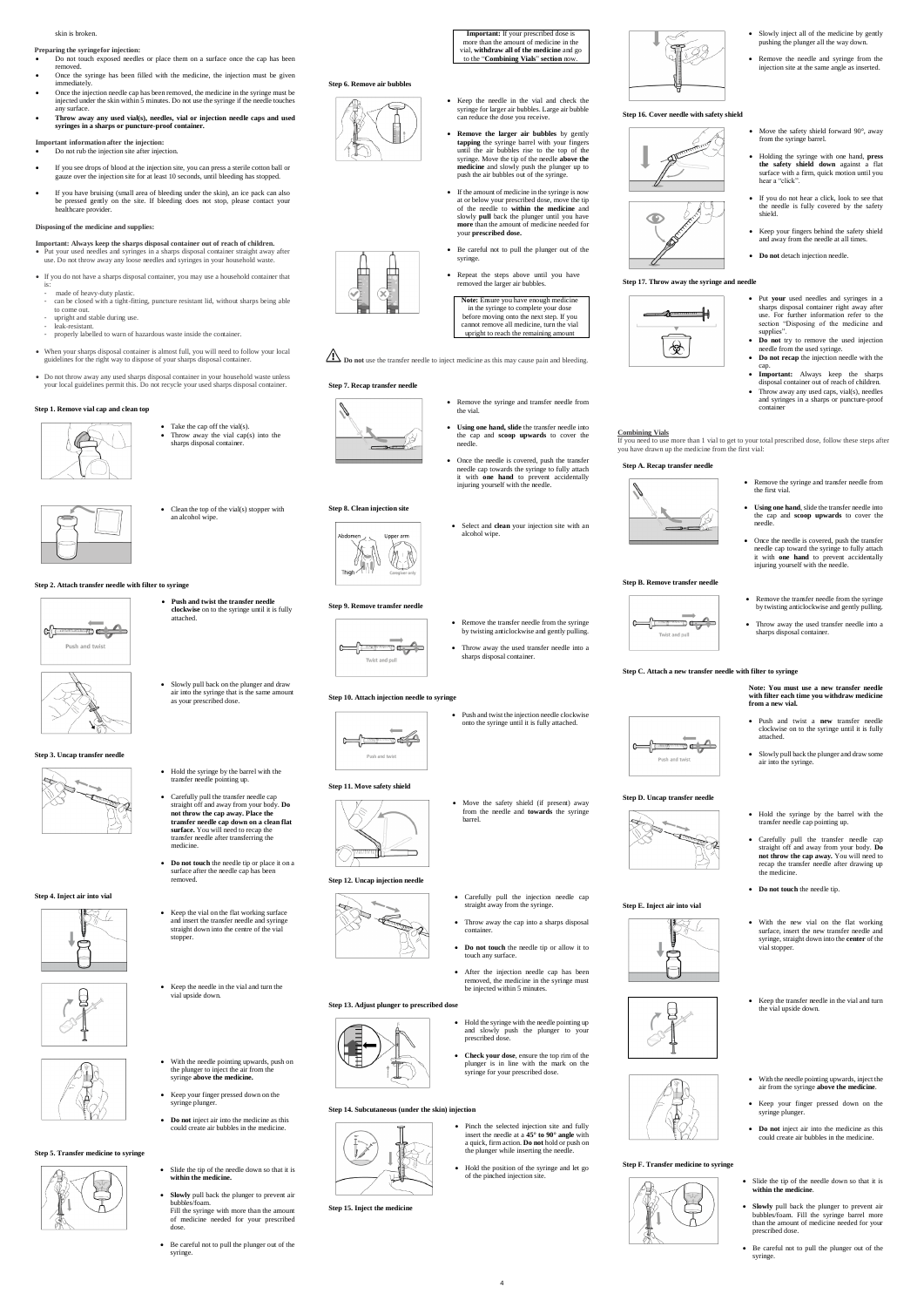skin is broken.

**Preparing the syringefor injection:**

- Do not touch exposed needles or place them on a surface once the cap has been removed.
- Once the syringe has been filled with the medicine, the injection must be given immediately.
- Once the injection needle cap has been removed, the medicine in the syringe must be injected under the skin within 5 minutes. Do not use the syringe if the needle touches any surface.
- **Throw away any used vial(s), needles, vial or injection needle caps and used syringes in a sharps or puncture-proof container.**

**Important information after the injection:**

- Do not rub the injection site after injection.
- If you see drops of blood at the injection site, you can press a sterile cotton ball or gauze over the injection site for at least 10 seconds, until bleeding has stopped.
- If you have bruising (small area of bleeding under the skin), an ice pack can also be pressed gently on the site. If bleeding does not stop, please contact your healthcare provider.

**Disposingof the medicine and supplies:**

**Important: Always keep the sharps disposal container out of reach of children.**

- Put your used needles and syringes in a sharps disposal container straight away after use. Do not throw away any loose needles and syringes in your household waste.
- If you do not have a sharps disposal container, you may use a household container that is:
  - made of heavy-duty plastic.
  - can be closed with a tight-fitting, puncture resistant lid, without sharps being able to come out.
  - upright and stable during use.
  - leak-resistant.
  - properly labelled to warn of hazardous waste inside the container.
- When your sharps disposal container is almost full, you will need to follow your local guidelines for the right way to dispose of your sharps disposal container.
- Do not throw away any used sharps disposal container in your household waste unless your local guidelines permit this. Do not recycle your used sharps disposal container.

**Step 1. Remove vial cap and clean top**

- Take the cap off the vial(s).
- Throw away the vial cap(s) into the sharps disposal container.
- Clean the top of the vial(s) stopper with an alcohol wipe.

**Step 2. Attach transfer needle with filter to syringe**

Push and twist

- **Push and twist the transfer needle clockwise** on to the syringe until it is fully attached.
- Slowly pull back on the plunger and draw air into the syringe that is the same amount as your prescribed dose.

**Step 3. Uncap transfer needle**

- Hold the syringe by the barrel with the transfer needle pointing up.
- Carefully pull the transfer needle cap straight off and away from your body. **Do not throw the cap away. Place the transfer needle cap down on a clean flat surface.** You will need to recap the transfer needle after transferring the medicine.
- **Do not touch** the needle tip or place it on a surface after the needle cap has been removed.

**Step 4. Inject air into vial**

- Keep the vial on the flat working surface and insert the transfer needle and syringe straight down into the centre of the vial stopper.
- Keep the needle in the vial and turn the vial upside down.
- With the needle pointing upwards, push on the plunger to inject the air from the syringe **above the medicine.**
- Keep your finger pressed down on the syringe plunger.
- **Do not** inject air into the medicine as this could create air bubbles in the medicine.

**Step 5. Transfer medicine to syringe**

- Slide the tip of the needle down so that it is **within the medicine.**
- **Slowly** pull back the plunger to prevent air bubbles/foam. Fill the syringe with more than the amount of medicine needed for your prescribed dose.
- Be careful not to pull the plunger out of the syringe.

**Important:** If your prescribed dose is more than the amount of medicine in the vial, **withdraw all of the medicine** and go to the "**Combining Vials**" **section** now.

**Step 6. Remove air bubbles**

- Keep the needle in the vial and check the syringe for larger air bubbles. Large air bubble can reduce the dose you receive.
- **Remove the larger air bubbles** by gently **tapping** the syringe barrel with your fingers until the air bubbles rise to the top of the syringe. Move the tip of the needle **above the medicine** and slowly push the plunger up to push the air bubbles out of the syringe.
- If the amount of medicine in the syringe is now at or below your prescribed dose, move the tip of the needle to **within the medicine** and slowly **pull** back the plunger until you have **more** than the amount of medicine needed for your **prescribed dose.**
- Be careful not to pull the plunger out of the syringe.
- Repeat the steps above until you have removed the larger air bubbles.

**Note:** Ensure you have enough medicine in the syringe to complete your dose before moving onto the next step. If you cannot remove all medicine, turn the vial upright to reach the remaining amount

⚠ **Do not** use the transfer needle to inject medicine as this may cause pain and bleeding.

**Step 7. Recap transfer needle**

- Remove the syringe and transfer needle from the vial.
- **Using one hand, slide** the transfer needle into the cap and **scoop upwards** to cover the needle.
- Once the needle is covered, push the transfer needle cap towards the syringe to fully attach it with **one hand** to prevent accidentally injuring yourself with the needle.

**Step 8. Clean injection site**

Abdomen, Upper arm, Thigh, Caregiver only

- Select and **clean** your injection site with an alcohol wipe.

**Step 9. Remove transfer needle**

Twist and pull

- Remove the transfer needle from the syringe by twisting anticlockwise and gently pulling.
- Throw away the used transfer needle into a sharps disposal container.

**Step 10. Attach injection needle to syringe**

Push and twist

- Push and twist the injection needle clockwise onto the syringe until it is fully attached.

**Step 11. Move safety shield**

- Move the safety shield (if present) away from the needle and **towards** the syringe barrel.

**Step 12. Uncap injection needle**

- Carefully pull the injection needle cap straight away from the syringe.
- Throw away the cap into a sharps disposal container.
- **Do not touch** the needle tip or allow it to touch any surface.
- After the injection needle cap has been removed, the medicine in the syringe must be injected within 5 minutes.

**Step 13. Adjust plunger to prescribed dose**

- Hold the syringe with the needle pointing up and slowly push the plunger to your prescribed dose.
- **Check your dose**, ensure the top rim of the plunger is in line with the mark on the syringe for your prescribed dose.

**Step 14. Subcutaneous (under the skin) injection**

- Pinch the selected injection site and fully insert the needle at a **45° to 90° angle** with a quick, firm action. **Do not** hold or push on the plunger while inserting the needle.
- Hold the position of the syringe and let go of the pinched injection site.

**Step 15. Inject the medicine**

- Slowly inject all of the medicine by gently pushing the plunger all the way down.
- Remove the needle and syringe from the injection site at the same angle as inserted.

**Step 16. Cover needle with safety shield**

- Move the safety shield forward 90°, away from the syringe barrel.
- Holding the syringe with one hand, **press the safety shield down** against a flat surface with a firm, quick motion until you hear a "click".
- If you do not hear a click, look to see that the needle is fully covered by the safety shield.
- Keep your fingers behind the safety shield and away from the needle at all times.
- **Do not** detach injection needle.

**Step 17. Throw away the syringe and needle**

- Put **your** used needles and syringes in a sharps disposal container right away after use. For further information refer to the section "Disposing of the medicine and supplies".
- **Do not** try to remove the used injection needle from the used syringe.
- **Do not recap** the injection needle with the cap.
- **Important:** Always keep the sharps disposal container out of reach of children.
- Throw away any used caps, vial(s), needles and syringes in a sharps or puncture-proof container

**Combining Vials**

If you need to use more than 1 vial to get to your total prescribed dose, follow these steps after you have drawn up the medicine from the first vial:

**Step A. Recap transfer needle**

- Remove the syringe and transfer needle from the first vial.
- **Using one hand**, slide the transfer needle into the cap and **scoop upwards** to cover the needle.
- Once the needle is covered, push the transfer needle cap toward the syringe to fully attach it with **one hand** to prevent accidentally injuring yourself with the needle.

**Step B. Remove transfer needle**

Twist and pull

- Remove the transfer needle from the syringe by twisting anticlockwise and gently pulling.
- Throw away the used transfer needle into a sharps disposal container.

**Step C. Attach a new transfer needle with filter to syringe**

**Note: You must use a new transfer needle with filter each time you withdraw medicine from a new vial.**

Push and twist

- Push and twist a **new** transfer needle clockwise on to the syringe until it is fully attached.
- Slowly pull back the plunger and draw some air into the syringe.

**Step D. Uncap transfer needle**

- Hold the syringe by the barrel with the transfer needle cap pointing up.
- Carefully pull the transfer needle cap straight off and away from your body. **Do not throw the cap away.** You will need to recap the transfer needle after drawing up the medicine.
- **Do not touch** the needle tip.

**Step E. Inject air into vial**

- With the new vial on the flat working surface, insert the new transfer needle and syringe, straight down into the **center** of the vial stopper.
- Keep the transfer needle in the vial and turn the vial upside down.
- With the needle pointing upwards, inject the air from the syringe **above the medicine**.
- Keep your finger pressed down on the syringe plunger.
- **Do not** inject air into the medicine as this could create air bubbles in the medicine.

**Step F. Transfer medicine to syringe**

- Slide the tip of the needle down so that it is **within the medicine**.
- **Slowly** pull back the plunger to prevent air bubbles/foam. Fill the syringe barrel more than the amount of medicine needed for your prescribed dose.
- Be careful not to pull the plunger out of the syringe.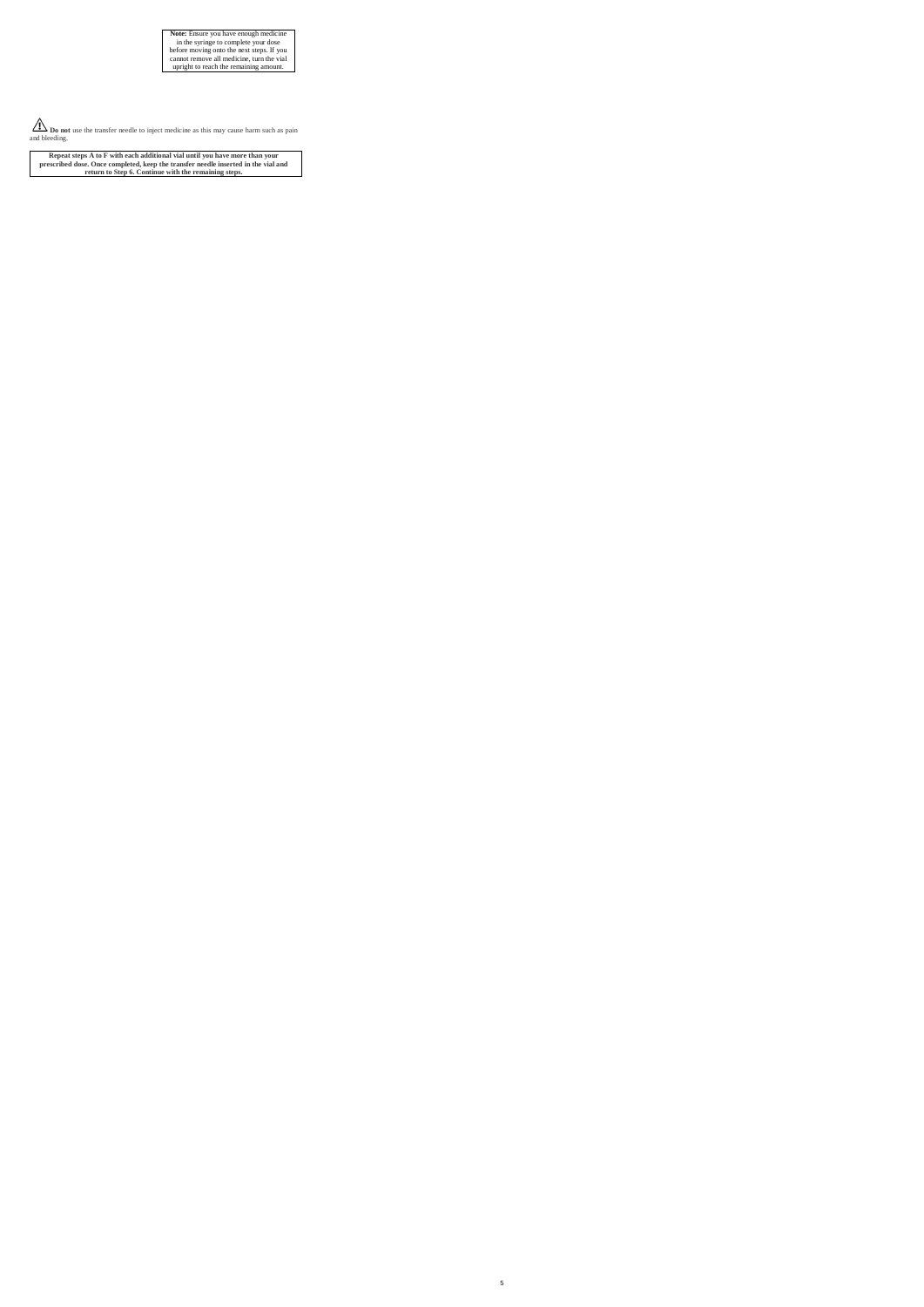**Note:** Ensure you have enough medicine in the syringe to complete your dose before moving onto the next steps. If you cannot remove all medicine, turn the vial upright to reach the remaining amount.

⚠ **Do not** use the transfer needle to inject medicine as this may cause harm such as pain and bleeding.

**Repeat steps A to F with each additional vial until you have more than your prescribed dose. Once completed, keep the transfer needle inserted in the vial and return to Step 6. Continue with the remaining steps.**